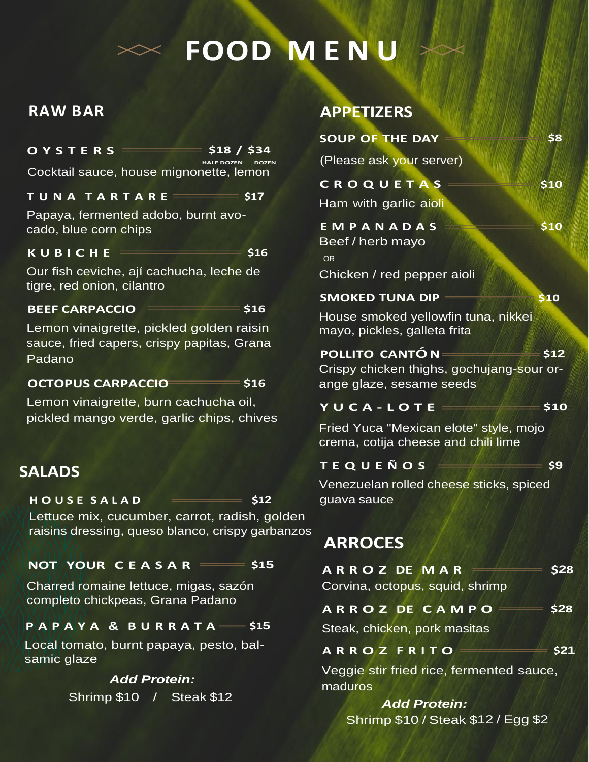# FOOD MENU

## RAW BAR

**OYSTERS** — $18 / $34
HALF DOZEN / DOZEN
Cocktail sauce, house mignonette, lemon

**TUNA TARTARE** — $17
Papaya, fermented adobo, burnt avocado, blue corn chips

**KUBICHE** — $16
Our fish ceviche, ají cachucha, leche de tigre, red onion, cilantro

**BEEF CARPACCIO** — $16
Lemon vinaigrette, pickled golden raisin sauce, fried capers, crispy papitas, Grana Padano

**OCTOPUS CARPACCIO** — $16
Lemon vinaigrette, burn cachucha oil, pickled mango verde, garlic chips, chives

## SALADS

**HOUSE SALAD** — $12
Lettuce mix, cucumber, carrot, radish, golden raisins dressing, queso blanco, crispy garbanzos

**NOT YOUR CEASAR** — $15
Charred romaine lettuce, migas, sazón completo chickpeas, Grana Padano

**PAPAYA & BURRATA** — $15
Local tomato, burnt papaya, pesto, balsamic glaze

***Add Protein:***
Shrimp $10 / Steak $12

## APPETIZERS

**SOUP OF THE DAY** — $8
(Please ask your server)

**CROQUETAS** — $10
Ham with garlic aioli

**EMPANADAS** — $10
Beef / herb mayo
OR
Chicken / red pepper aioli

**SMOKED TUNA DIP** — $10
House smoked yellowfin tuna, nikkei mayo, pickles, galleta frita

**POLLITO CANTÓN** — $12
Crispy chicken thighs, gochujang-sour orange glaze, sesame seeds

**YUCA-LOTE** — $10
Fried Yuca "Mexican elote" style, mojo crema, cotija cheese and chili lime

**TEQUEÑOS** — $9
Venezuelan rolled cheese sticks, spiced guava sauce

## ARROCES

**ARROZ DE MAR** — $28
Corvina, octopus, squid, shrimp

**ARROZ DE CAMPO** — $28
Steak, chicken, pork masitas

**ARROZ FRITO** — $21
Veggie stir fried rice, fermented sauce, maduros

***Add Protein:***
Shrimp $10 / Steak $12 / Egg $2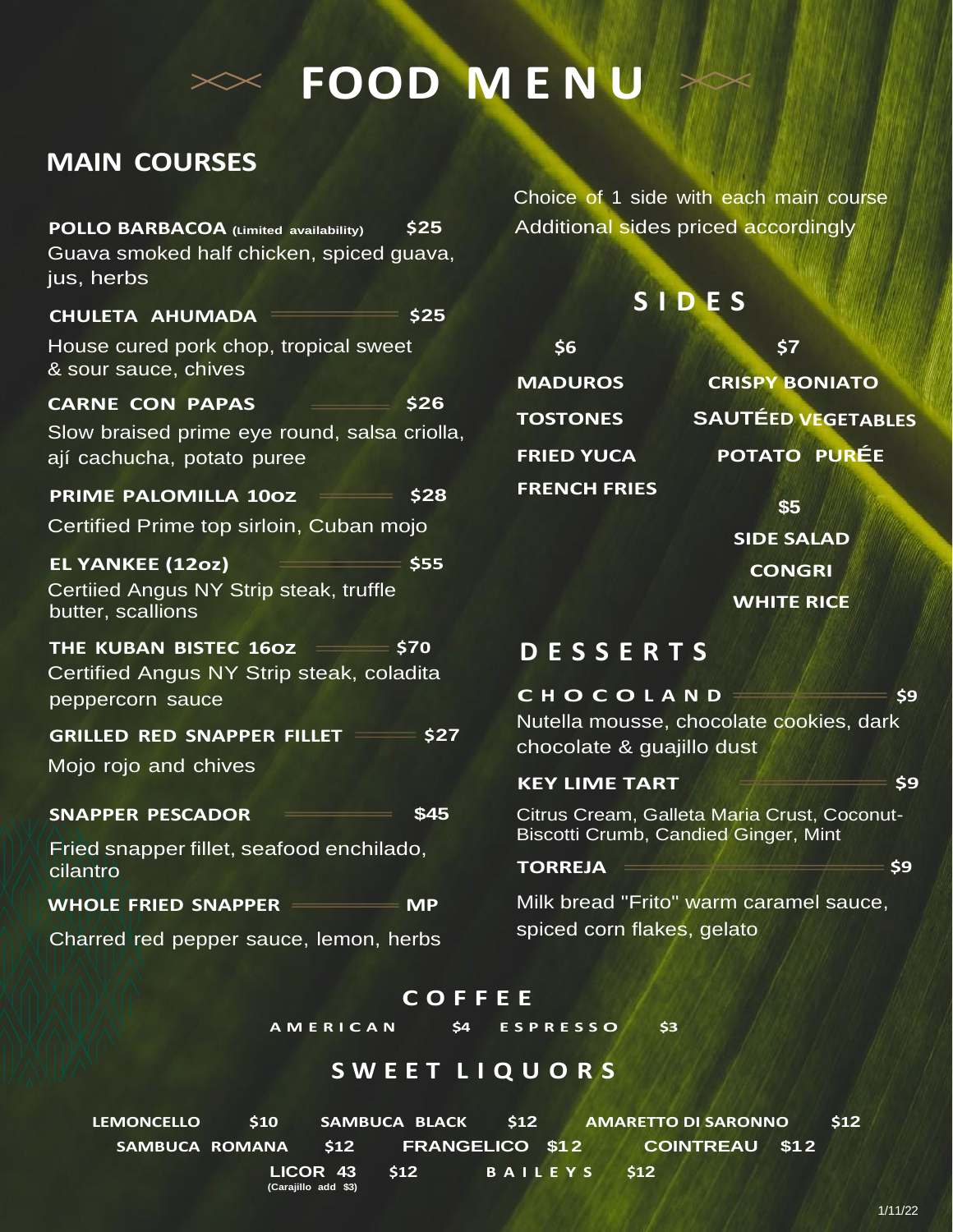# FOOD MENU

## MAIN COURSES

**POLLO BARBACOA** (Limited availability) **$25**
Guava smoked half chicken, spiced guava, jus, herbs

**CHULETA AHUMADA** **$25**
House cured pork chop, tropical sweet & sour sauce, chives

**CARNE CON PAPAS** **$26**
Slow braised prime eye round, salsa criolla, ají cachucha, potato puree

**PRIME PALOMILLA 10oz** **$28**
Certified Prime top sirloin, Cuban mojo

**EL YANKEE (12oz)** **$55**
Certiied Angus NY Strip steak, truffle butter, scallions

**THE KUBAN BISTEC 16oz** **$70**
Certified Angus NY Strip steak, coladita peppercorn sauce

**GRILLED RED SNAPPER FILLET** **$27**
Mojo rojo and chives

**SNAPPER PESCADOR** **$45**
Fried snapper fillet, seafood enchilado, cilantro

**WHOLE FRIED SNAPPER** **MP**
Charred red pepper sauce, lemon, herbs

Choice of 1 side with each main course
Additional sides priced accordingly

## SIDES

**$6**
- **MADUROS**
- **TOSTONES**
- **FRIED YUCA**
- **FRENCH FRIES**

**$7**
- **CRISPY BONIATO**
- **SAUTÉED VEGETABLES**
- **POTATO PURÉE**

**$5**
- **SIDE SALAD**
- **CONGRI**
- **WHITE RICE**

## DESSERTS

**CHOCOLAND** **$9**
Nutella mousse, chocolate cookies, dark chocolate & guajillo dust

**KEY LIME TART** **$9**
Citrus Cream, Galleta Maria Crust, Coconut-Biscotti Crumb, Candied Ginger, Mint

**TORREJA** **$9**
Milk bread "Frito" warm caramel sauce, spiced corn flakes, gelato

## COFFEE

**AMERICAN** **$4** **ESPRESSO** **$3**

## SWEET LIQUORS

**LEMONCELLO** **$10** **SAMBUCA BLACK** **$12** **AMARETTO DI SARONNO** **$12**
**SAMBUCA ROMANA** **$12** **FRANGELICO** **$12** **COINTREAU** **$12**
**LICOR 43** **$12** (Carajillo add $3) **BAILEYS** **$12**

1/11/22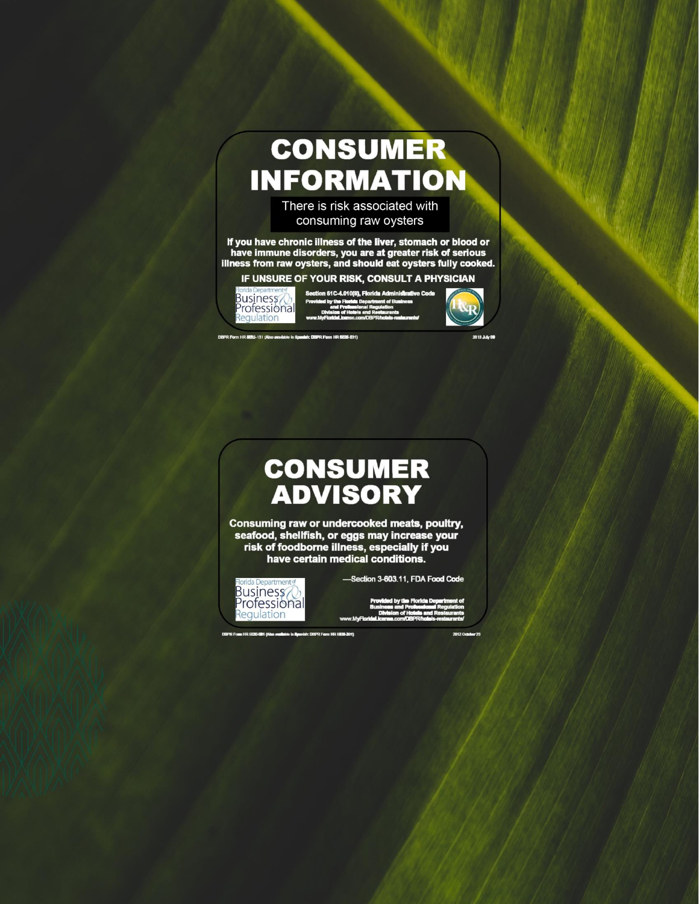# CONSUMER INFORMATION

There is risk associated with consuming raw oysters

**If you have chronic illness of the liver, stomach or blood or have immune disorders, you are at greater risk of serious illness from raw oysters, and should eat oysters fully cooked.**

**IF UNSURE OF YOUR RISK, CONSULT A PHYSICIAN**

Florida Department of Business & Professional Regulation

**Section 61C-4.010(8), Florida Administrative Code**
**Provided by the Florida Department of Business and Professional Regulation Division of Hotels and Restaurants**
**www.MyFloridaLicense.com/DBPR/hotels-restaurants/**

DBPR Form HR 5030-131 (Also available in Spanish: DBPR Form HR 5030-031)

2013 July 09

# CONSUMER ADVISORY

**Consuming raw or undercooked meats, poultry, seafood, shellfish, or eggs may increase your risk of foodborne illness, especially if you have certain medical conditions.**

—Section 3-603.11, FDA Food Code

Florida Department of Business & Professional Regulation

**Provided by the Florida Department of Business and Professional Regulation Division of Hotels and Restaurants**
**www.MyFloridaLicense.com/DBPR/hotels-restaurants/**

DBPR Form HR 5030-001 (Also available in Spanish: DBPR Form HR 5030-201)

2012 October 23